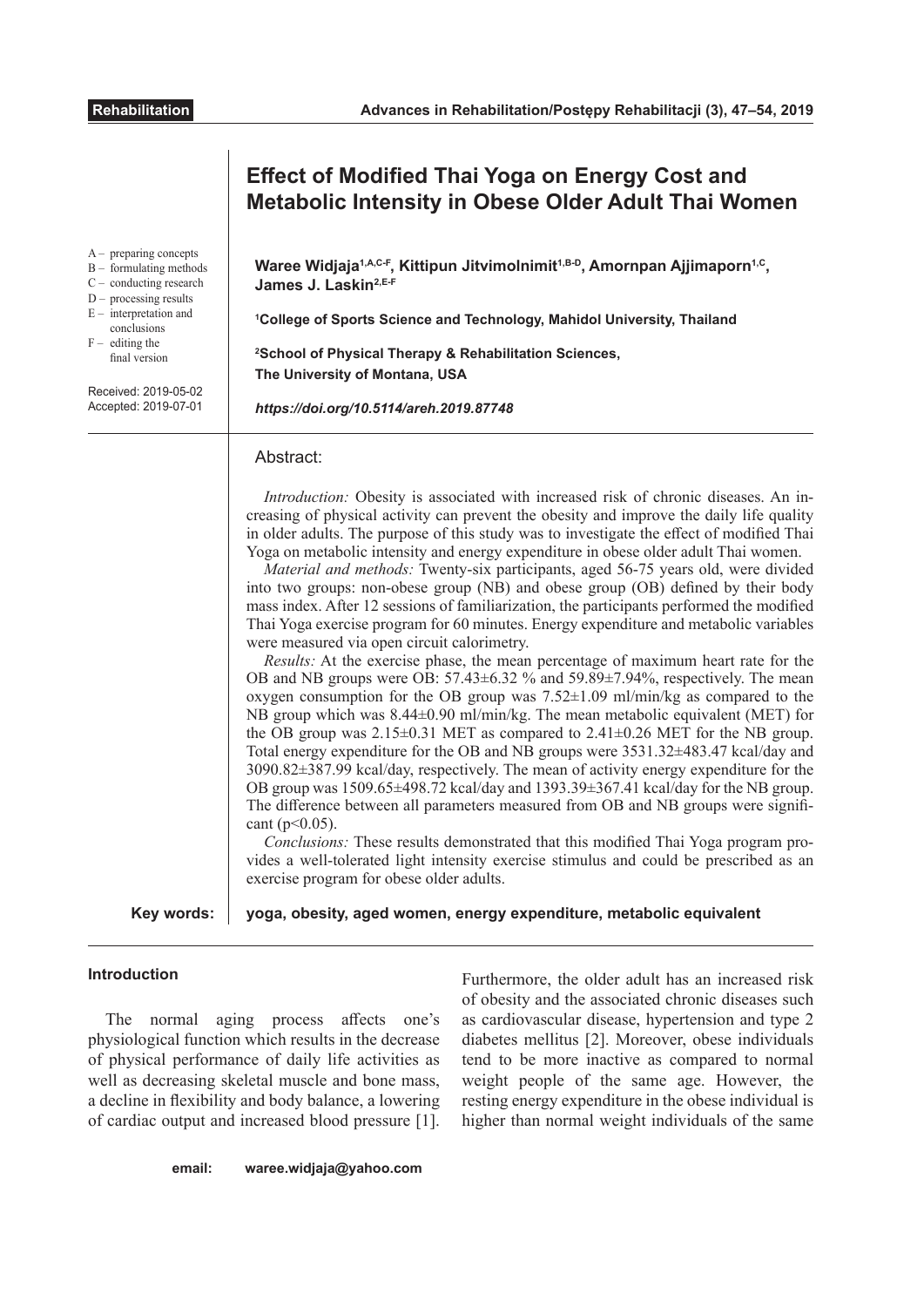**Rehabilitation**

# Effect of Modified Thai Yoga on Energy Cost and Metabolic Intensity in Obese Older Adult Thai Women

**Waree Widjaja[1,A,C-F], Kittipun Jitvimolnimit[1,B-D], Amornpan Ajjimaporn[1,C], James J. Laskin[2,E-F]**

[1]**College of Sports Science and Technology, Mahidol University, Thailand**

[2]**School of Physical Therapy & Rehabilitation Sciences, The University of Montana, USA**

***https://doi.org/10.5114/areh.2019.87748***

A – preparing concepts
B – formulating methods
C – conducting research
D – processing results
E – interpretation and conclusions
F – editing the final version

Received: 2019-05-02
Accepted: 2019-07-01

## Abstract:

*Introduction:* Obesity is associated with increased risk of chronic diseases. An increasing of physical activity can prevent the obesity and improve the daily life quality in older adults. The purpose of this study was to investigate the effect of modified Thai Yoga on metabolic intensity and energy expenditure in obese older adult Thai women.

*Material and methods:* Twenty-six participants, aged 56-75 years old, were divided into two groups: non-obese group (NB) and obese group (OB) defined by their body mass index. After 12 sessions of familiarization, the participants performed the modified Thai Yoga exercise program for 60 minutes. Energy expenditure and metabolic variables were measured via open circuit calorimetry.

*Results:* At the exercise phase, the mean percentage of maximum heart rate for the OB and NB groups were OB: 57.43±6.32 % and 59.89±7.94%, respectively. The mean oxygen consumption for the OB group was 7.52±1.09 ml/min/kg as compared to the NB group which was 8.44±0.90 ml/min/kg. The mean metabolic equivalent (MET) for the OB group was 2.15±0.31 MET as compared to 2.41±0.26 MET for the NB group. Total energy expenditure for the OB and NB groups were 3531.32±483.47 kcal/day and 3090.82±387.99 kcal/day, respectively. The mean of activity energy expenditure for the OB group was 1509.65±498.72 kcal/day and 1393.39±367.41 kcal/day for the NB group. The difference between all parameters measured from OB and NB groups were significant ($p<0.05$).

*Conclusions:* These results demonstrated that this modified Thai Yoga program provides a well-tolerated light intensity exercise stimulus and could be prescribed as an exercise program for obese older adults.

**Key words:** **yoga, obesity, aged women, energy expenditure, metabolic equivalent**

## Introduction

The normal aging process affects one's physiological function which results in the decrease of physical performance of daily life activities as well as decreasing skeletal muscle and bone mass, a decline in flexibility and body balance, a lowering of cardiac output and increased blood pressure [1]. Furthermore, the older adult has an increased risk of obesity and the associated chronic diseases such as cardiovascular disease, hypertension and type 2 diabetes mellitus [2]. Moreover, obese individuals tend to be more inactive as compared to normal weight people of the same age. However, the resting energy expenditure in the obese individual is higher than normal weight individuals of the same

**email:** **waree.widjaja@yahoo.com**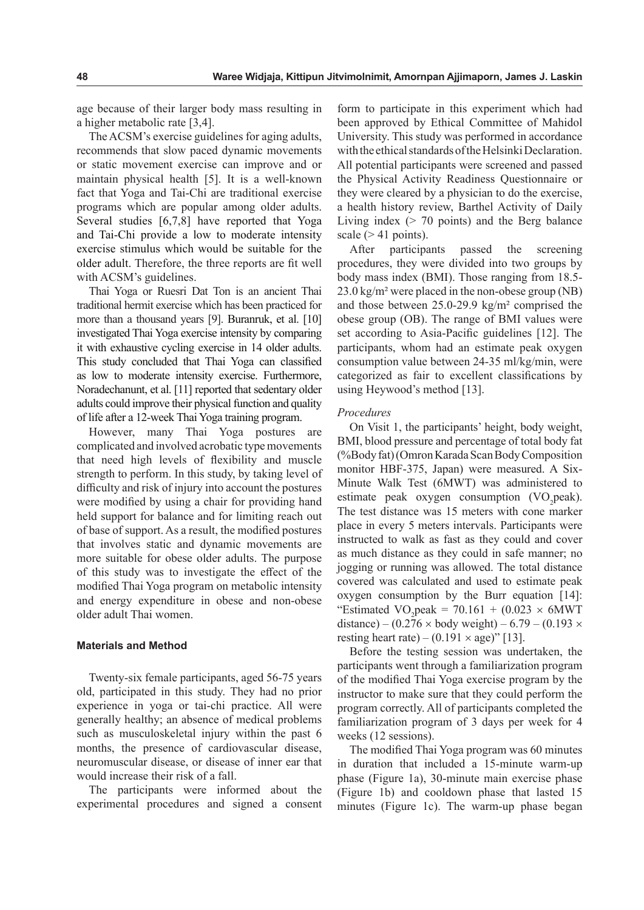age because of their larger body mass resulting in a higher metabolic rate [3,4].

The ACSM's exercise guidelines for aging adults, recommends that slow paced dynamic movements or static movement exercise can improve and or maintain physical health [5]. It is a well-known fact that Yoga and Tai-Chi are traditional exercise programs which are popular among older adults. Several studies [6,7,8] have reported that Yoga and Tai-Chi provide a low to moderate intensity exercise stimulus which would be suitable for the older adult. Therefore, the three reports are fit well with ACSM's guidelines.

Thai Yoga or Ruesri Dat Ton is an ancient Thai traditional hermit exercise which has been practiced for more than a thousand years [9]. Buranruk, et al. [10] investigated Thai Yoga exercise intensity by comparing it with exhaustive cycling exercise in 14 older adults. This study concluded that Thai Yoga can classified as low to moderate intensity exercise. Furthermore, Noradechanunt, et al. [11] reported that sedentary older adults could improve their physical function and quality of life after a 12-week Thai Yoga training program.

However, many Thai Yoga postures are complicated and involved acrobatic type movements that need high levels of flexibility and muscle strength to perform. In this study, by taking level of difficulty and risk of injury into account the postures were modified by using a chair for providing hand held support for balance and for limiting reach out of base of support. As a result, the modified postures that involves static and dynamic movements are more suitable for obese older adults. The purpose of this study was to investigate the effect of the modified Thai Yoga program on metabolic intensity and energy expenditure in obese and non-obese older adult Thai women.

## Materials and Method

Twenty-six female participants, aged 56-75 years old, participated in this study. They had no prior experience in yoga or tai-chi practice. All were generally healthy; an absence of medical problems such as musculoskeletal injury within the past 6 months, the presence of cardiovascular disease, neuromuscular disease, or disease of inner ear that would increase their risk of a fall.

The participants were informed about the experimental procedures and signed a consent form to participate in this experiment which had been approved by Ethical Committee of Mahidol University. This study was performed in accordance with the ethical standards of the Helsinki Declaration. All potential participants were screened and passed the Physical Activity Readiness Questionnaire or they were cleared by a physician to do the exercise, a health history review, Barthel Activity of Daily Living index (> 70 points) and the Berg balance scale (> 41 points).

After participants passed the screening procedures, they were divided into two groups by body mass index (BMI). Those ranging from 18.5-23.0 kg/m² were placed in the non-obese group (NB) and those between 25.0-29.9 kg/m² comprised the obese group (OB). The range of BMI values were set according to Asia-Pacific guidelines [12]. The participants, whom had an estimate peak oxygen consumption value between 24-35 ml/kg/min, were categorized as fair to excellent classifications by using Heywood's method [13].

### *Procedures*

On Visit 1, the participants' height, body weight, BMI, blood pressure and percentage of total body fat (%Body fat) (Omron Karada Scan Body Composition monitor HBF-375, Japan) were measured. A Six-Minute Walk Test (6MWT) was administered to estimate peak oxygen consumption ($VO_2$peak). The test distance was 15 meters with cone marker place in every 5 meters intervals. Participants were instructed to walk as fast as they could and cover as much distance as they could in safe manner; no jogging or running was allowed. The total distance covered was calculated and used to estimate peak oxygen consumption by the Burr equation [14]: "Estimated $VO_2$peak = 70.161 + (0.023 × 6MWT distance) – (0.276 × body weight) – 6.79 – (0.193 × resting heart rate) – (0.191 × age)" [13].

Before the testing session was undertaken, the participants went through a familiarization program of the modified Thai Yoga exercise program by the instructor to make sure that they could perform the program correctly. All of participants completed the familiarization program of 3 days per week for 4 weeks (12 sessions).

The modified Thai Yoga program was 60 minutes in duration that included a 15-minute warm-up phase (Figure 1a), 30-minute main exercise phase (Figure 1b) and cooldown phase that lasted 15 minutes (Figure 1c). The warm-up phase began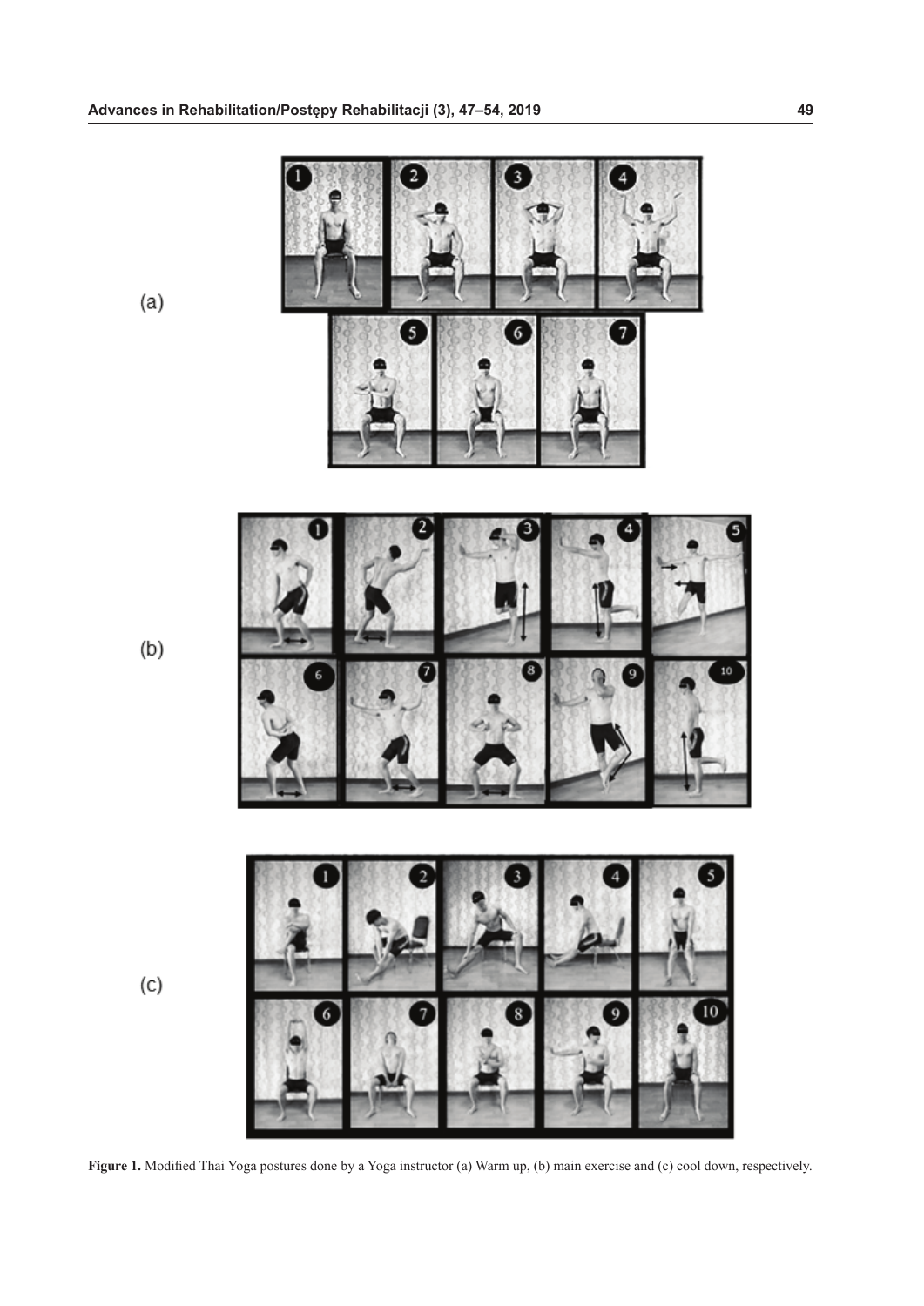(a)

(b)

(c)

**Figure 1.** Modified Thai Yoga postures done by a Yoga instructor (a) Warm up, (b) main exercise and (c) cool down, respectively.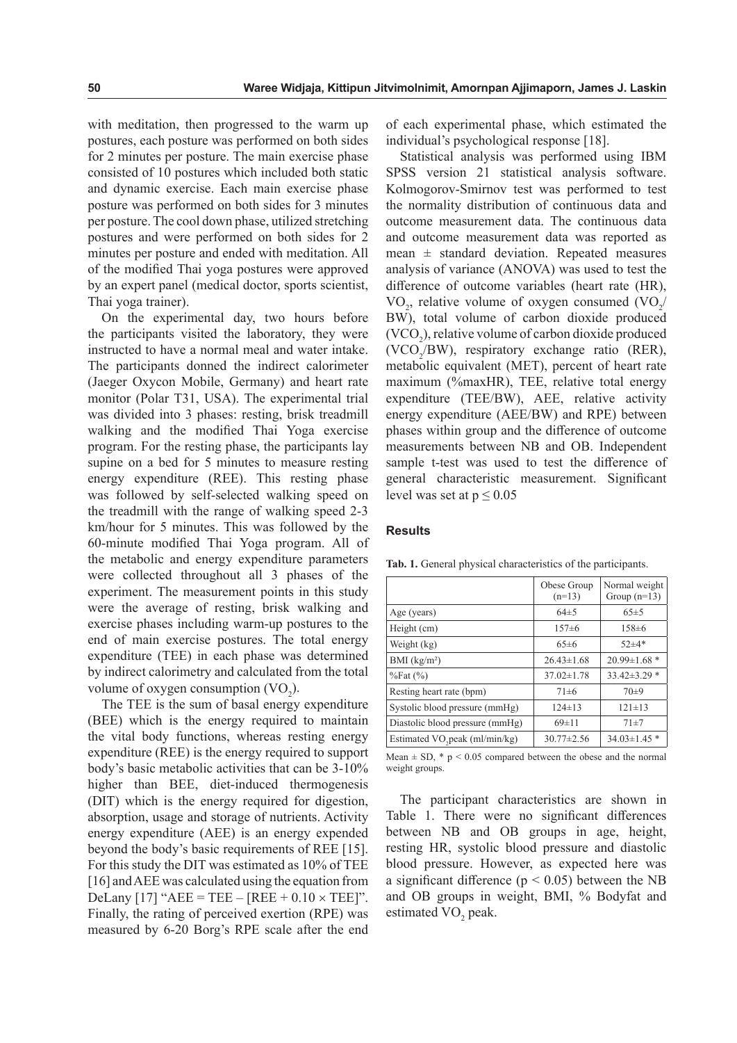with meditation, then progressed to the warm up postures, each posture was performed on both sides for 2 minutes per posture. The main exercise phase consisted of 10 postures which included both static and dynamic exercise. Each main exercise phase posture was performed on both sides for 3 minutes per posture. The cool down phase, utilized stretching postures and were performed on both sides for 2 minutes per posture and ended with meditation. All of the modified Thai yoga postures were approved by an expert panel (medical doctor, sports scientist, Thai yoga trainer).

On the experimental day, two hours before the participants visited the laboratory, they were instructed to have a normal meal and water intake. The participants donned the indirect calorimeter (Jaeger Oxycon Mobile, Germany) and heart rate monitor (Polar T31, USA). The experimental trial was divided into 3 phases: resting, brisk treadmill walking and the modified Thai Yoga exercise program. For the resting phase, the participants lay supine on a bed for 5 minutes to measure resting energy expenditure (REE). This resting phase was followed by self-selected walking speed on the treadmill with the range of walking speed 2-3 km/hour for 5 minutes. This was followed by the 60-minute modified Thai Yoga program. All of the metabolic and energy expenditure parameters were collected throughout all 3 phases of the experiment. The measurement points in this study were the average of resting, brisk walking and exercise phases including warm-up postures to the end of main exercise postures. The total energy expenditure (TEE) in each phase was determined by indirect calorimetry and calculated from the total volume of oxygen consumption ($VO_2$).

The TEE is the sum of basal energy expenditure (BEE) which is the energy required to maintain the vital body functions, whereas resting energy expenditure (REE) is the energy required to support body's basic metabolic activities that can be 3-10% higher than BEE, diet-induced thermogenesis (DIT) which is the energy required for digestion, absorption, usage and storage of nutrients. Activity energy expenditure (AEE) is an energy expended beyond the body's basic requirements of REE [15]. For this study the DIT was estimated as 10% of TEE [16] and AEE was calculated using the equation from DeLany [17] "$AEE = TEE – [REE + 0.10 \times TEE]$". Finally, the rating of perceived exertion (RPE) was measured by 6-20 Borg's RPE scale after the end of each experimental phase, which estimated the individual's psychological response [18].

Statistical analysis was performed using IBM SPSS version 21 statistical analysis software. Kolmogorov-Smirnov test was performed to test the normality distribution of continuous data and outcome measurement data. The continuous data and outcome measurement data was reported as mean ± standard deviation. Repeated measures analysis of variance (ANOVA) was used to test the difference of outcome variables (heart rate (HR), $VO_2$, relative volume of oxygen consumed ($VO_2$/BW), total volume of carbon dioxide produced ($VCO_2$), relative volume of carbon dioxide produced ($VCO_2$/BW), respiratory exchange ratio (RER), metabolic equivalent (MET), percent of heart rate maximum (%maxHR), TEE, relative total energy expenditure (TEE/BW), AEE, relative activity energy expenditure (AEE/BW) and RPE) between phases within group and the difference of outcome measurements between NB and OB. Independent sample t-test was used to test the difference of general characteristic measurement. Significant level was set at $p \leq 0.05$

## Results

**Tab. 1.** General physical characteristics of the participants.

| | Obese Group (n=13) | Normal weight Group (n=13) |
|---|---|---|
| Age (years) | 64±5 | 65±5 |
| Height (cm) | 157±6 | 158±6 |
| Weight (kg) | 65±6 | 52±4* |
| BMI (kg/m²) | 26.43±1.68 | 20.99±1.68 * |
| %Fat (%) | 37.02±1.78 | 33.42±3.29 * |
| Resting heart rate (bpm) | 71±6 | 70±9 |
| Systolic blood pressure (mmHg) | 124±13 | 121±13 |
| Diastolic blood pressure (mmHg) | 69±11 | 71±7 |
| Estimated $VO_2$peak (ml/min/kg) | 30.77±2.56 | 34.03±1.45 * |

Mean ± SD, * $p < 0.05$ compared between the obese and the normal weight groups.

The participant characteristics are shown in Table 1. There were no significant differences between NB and OB groups in age, height, resting HR, systolic blood pressure and diastolic blood pressure. However, as expected here was a significant difference ($p < 0.05$) between the NB and OB groups in weight, BMI, % Bodyfat and estimated $VO_2$ peak.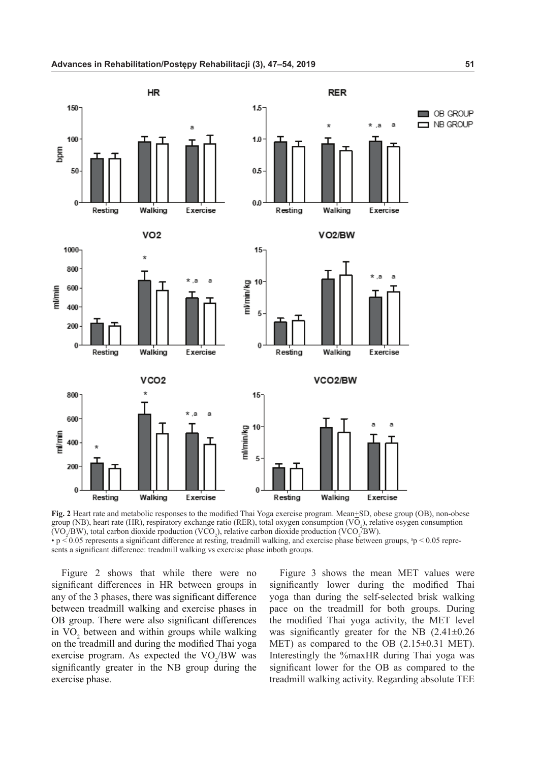**Fig. 2** Heart rate and metabolic responses to the modified Thai Yoga exercise program. Mean±SD, obese group (OB), non-obese group (NB), heart rate (HR), respiratory exchange ratio (RER), total oxygen consumption ($VO_2$), relative osygen consumption ($VO_2$/BW), total carbon dioxide rpoduction ($VCO_2$), relative carbon dioxide production ($VCO_2$/BW).
• $p < 0.05$ represents a significant difference at resting, treadmill walking, and exercise phase between groups, [a]$p < 0.05$ represents a significant difference: treadmill walking vs exercise phase inboth groups.

Figure 2 shows that while there were no significant differences in HR between groups in any of the 3 phases, there was significant difference between treadmill walking and exercise phases in OB group. There were also significant differences in $VO_2$ between and within groups while walking on the treadmill and during the modified Thai yoga exercise program. As expected the $VO_2$/BW was significantly greater in the NB group during the exercise phase.

Figure 3 shows the mean MET values were significantly lower during the modified Thai yoga than during the self-selected brisk walking pace on the treadmill for both groups. During the modified Thai yoga activity, the MET level was significantly greater for the NB (2.41±0.26 MET) as compared to the OB (2.15±0.31 MET). Interestingly the %maxHR during Thai yoga was significant lower for the OB as compared to the treadmill walking activity. Regarding absolute TEE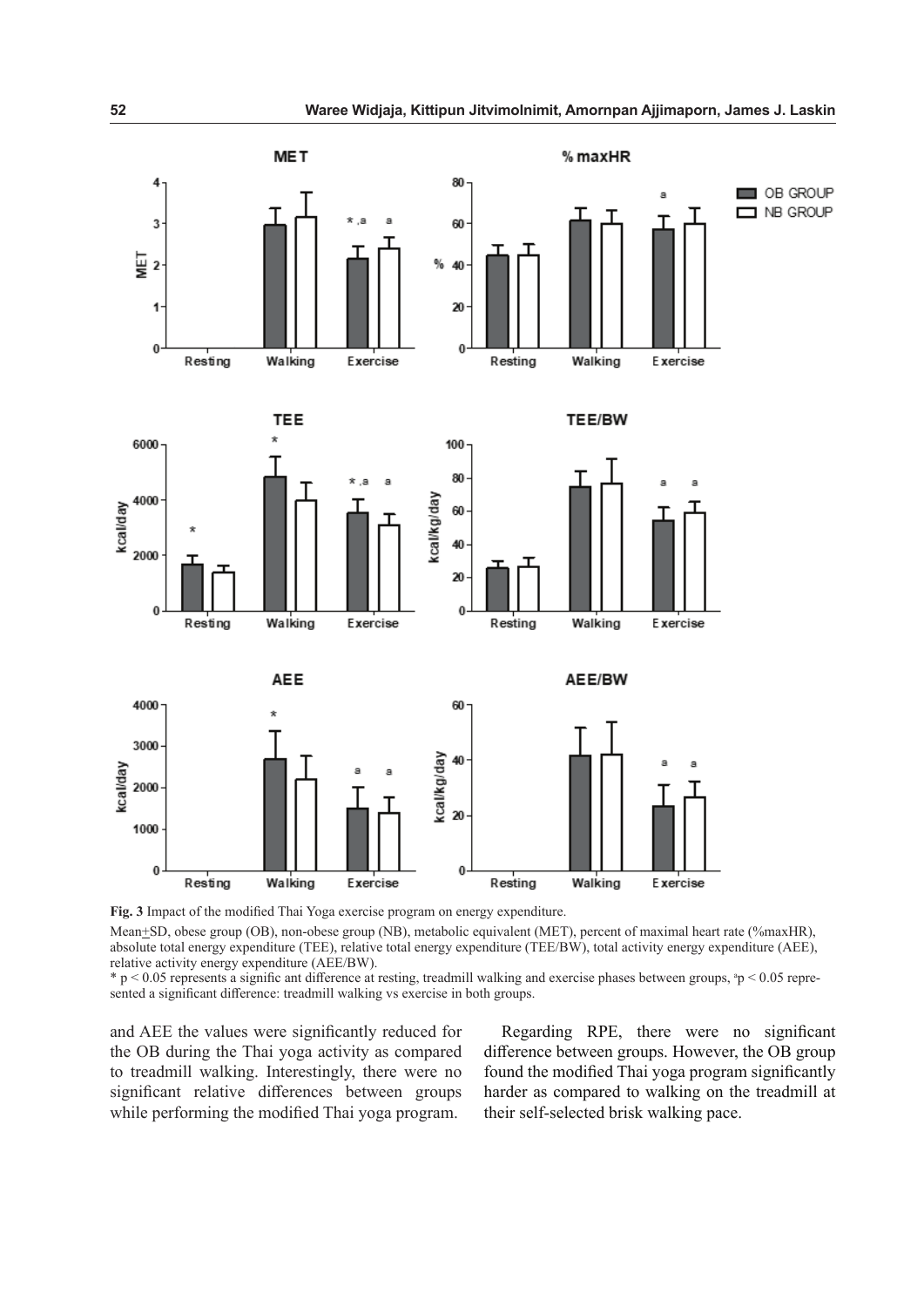**Fig. 3** Impact of the modified Thai Yoga exercise program on energy expenditure.

Mean±SD, obese group (OB), non-obese group (NB), metabolic equivalent (MET), percent of maximal heart rate (%maxHR), absolute total energy expenditure (TEE), relative total energy expenditure (TEE/BW), total activity energy expenditure (AEE), relative activity energy expenditure (AEE/BW).

* $p < 0.05$ represents a signific ant difference at resting, treadmill walking and exercise phases between groups, [a]$p < 0.05$ represented a significant difference: treadmill walking vs exercise in both groups.

and AEE the values were significantly reduced for the OB during the Thai yoga activity as compared to treadmill walking. Interestingly, there were no significant relative differences between groups while performing the modified Thai yoga program.

Regarding RPE, there were no significant difference between groups. However, the OB group found the modified Thai yoga program significantly harder as compared to walking on the treadmill at their self-selected brisk walking pace.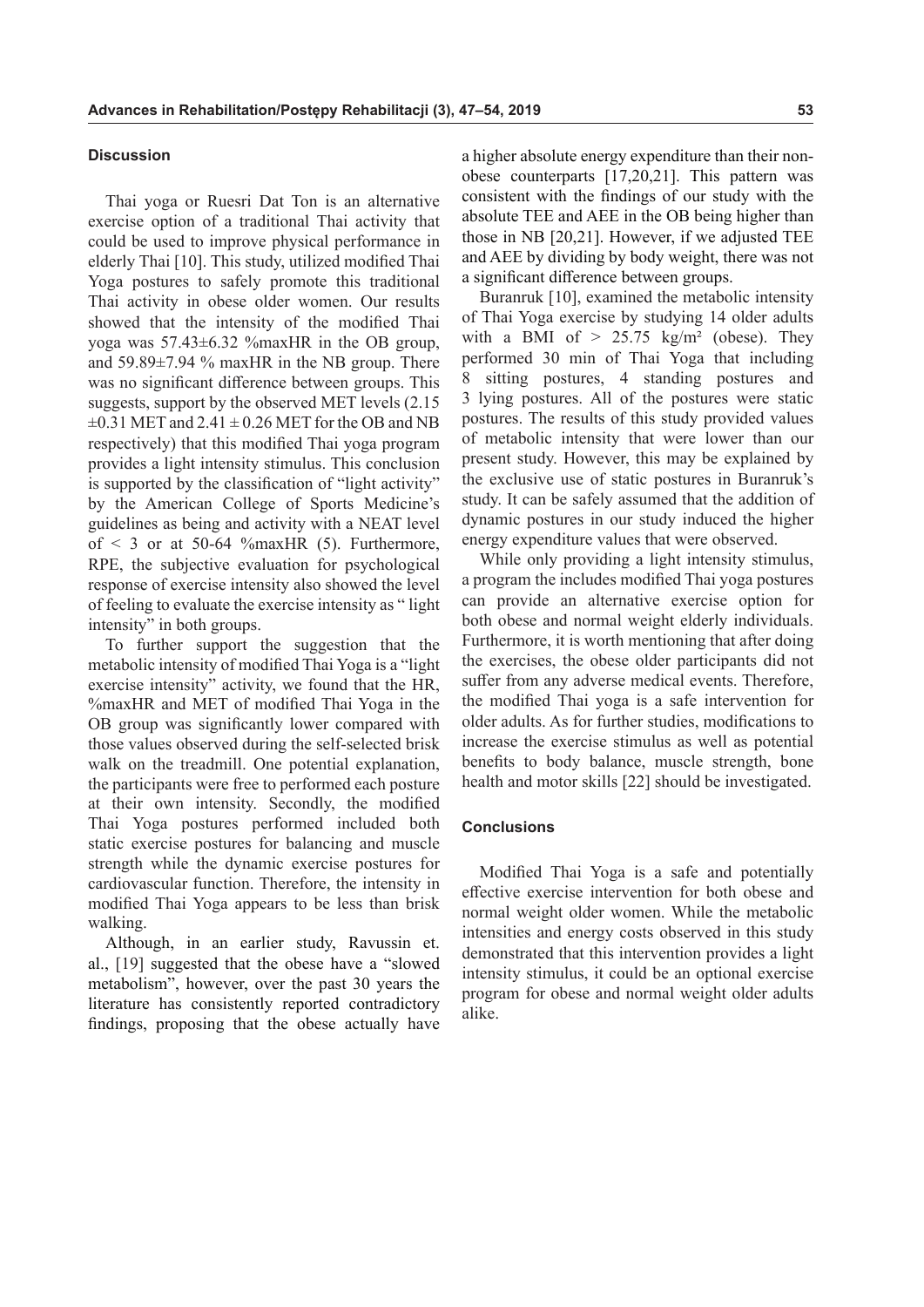## Discussion

Thai yoga or Ruesri Dat Ton is an alternative exercise option of a traditional Thai activity that could be used to improve physical performance in elderly Thai [10]. This study, utilized modified Thai Yoga postures to safely promote this traditional Thai activity in obese older women. Our results showed that the intensity of the modified Thai yoga was 57.43±6.32 %maxHR in the OB group, and 59.89±7.94 % maxHR in the NB group. There was no significant difference between groups. This suggests, support by the observed MET levels (2.15 ±0.31 MET and 2.41 ± 0.26 MET for the OB and NB respectively) that this modified Thai yoga program provides a light intensity stimulus. This conclusion is supported by the classification of "light activity" by the American College of Sports Medicine's guidelines as being and activity with a NEAT level of < 3 or at 50-64 %maxHR (5). Furthermore, RPE, the subjective evaluation for psychological response of exercise intensity also showed the level of feeling to evaluate the exercise intensity as " light intensity" in both groups.

To further support the suggestion that the metabolic intensity of modified Thai Yoga is a "light exercise intensity" activity, we found that the HR, %maxHR and MET of modified Thai Yoga in the OB group was significantly lower compared with those values observed during the self-selected brisk walk on the treadmill. One potential explanation, the participants were free to performed each posture at their own intensity. Secondly, the modified Thai Yoga postures performed included both static exercise postures for balancing and muscle strength while the dynamic exercise postures for cardiovascular function. Therefore, the intensity in modified Thai Yoga appears to be less than brisk walking.

Although, in an earlier study, Ravussin et. al., [19] suggested that the obese have a "slowed metabolism", however, over the past 30 years the literature has consistently reported contradictory findings, proposing that the obese actually have a higher absolute energy expenditure than their non-obese counterparts [17,20,21]. This pattern was consistent with the findings of our study with the absolute TEE and AEE in the OB being higher than those in NB [20,21]. However, if we adjusted TEE and AEE by dividing by body weight, there was not a significant difference between groups.

Buranruk [10], examined the metabolic intensity of Thai Yoga exercise by studying 14 older adults with a BMI of > 25.75 kg/m² (obese). They performed 30 min of Thai Yoga that including 8 sitting postures, 4 standing postures and 3 lying postures. All of the postures were static postures. The results of this study provided values of metabolic intensity that were lower than our present study. However, this may be explained by the exclusive use of static postures in Buranruk's study. It can be safely assumed that the addition of dynamic postures in our study induced the higher energy expenditure values that were observed.

While only providing a light intensity stimulus, a program the includes modified Thai yoga postures can provide an alternative exercise option for both obese and normal weight elderly individuals. Furthermore, it is worth mentioning that after doing the exercises, the obese older participants did not suffer from any adverse medical events. Therefore, the modified Thai yoga is a safe intervention for older adults. As for further studies, modifications to increase the exercise stimulus as well as potential benefits to body balance, muscle strength, bone health and motor skills [22] should be investigated.

## Conclusions

Modified Thai Yoga is a safe and potentially effective exercise intervention for both obese and normal weight older women. While the metabolic intensities and energy costs observed in this study demonstrated that this intervention provides a light intensity stimulus, it could be an optional exercise program for obese and normal weight older adults alike.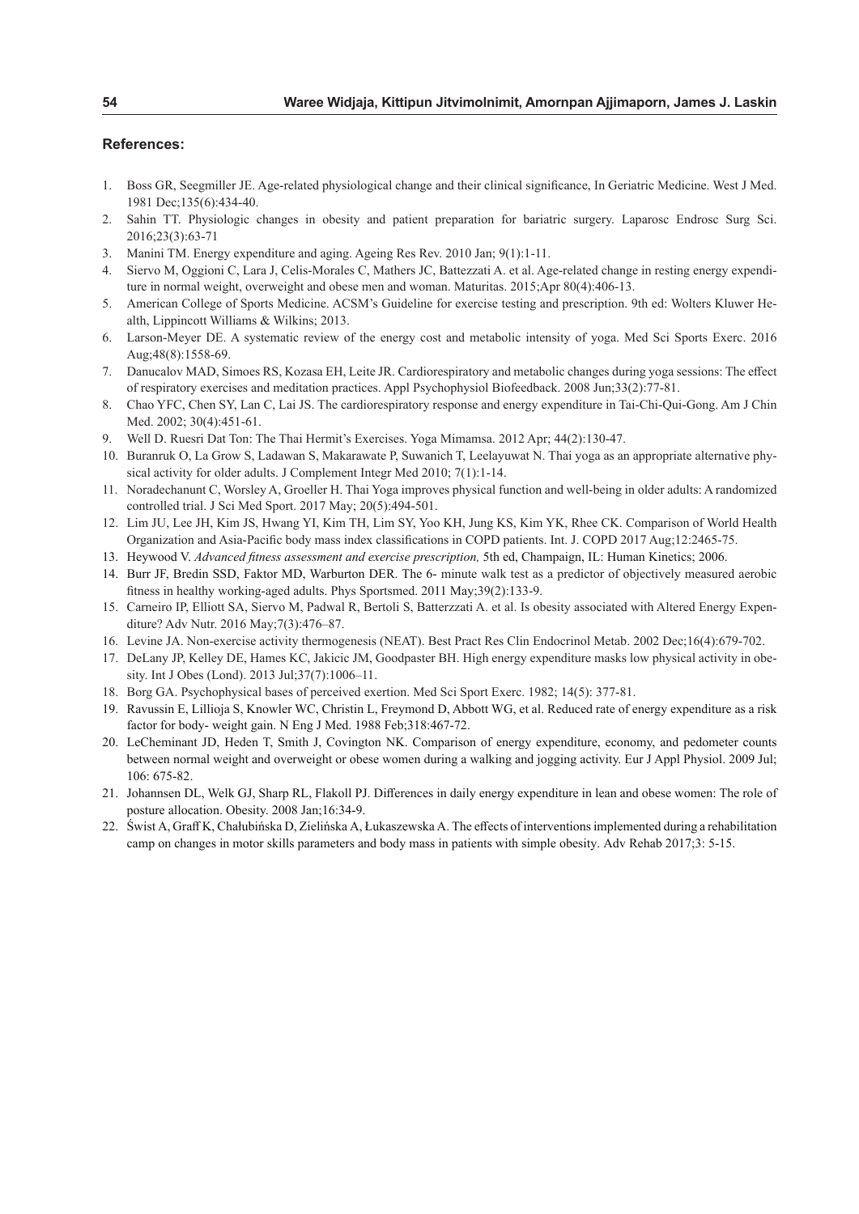## References:

1. Boss GR, Seegmiller JE. Age-related physiological change and their clinical significance, In Geriatric Medicine. West J Med. 1981 Dec;135(6):434-40.
2. Sahin TT. Physiologic changes in obesity and patient preparation for bariatric surgery. Laparosc Endrosc Surg Sci. 2016;23(3):63-71
3. Manini TM. Energy expenditure and aging. Ageing Res Rev. 2010 Jan; 9(1):1-11.
4. Siervo M, Oggioni C, Lara J, Celis-Morales C, Mathers JC, Battezzati A. et al. Age-related change in resting energy expenditure in normal weight, overweight and obese men and woman. Maturitas. 2015;Apr 80(4):406-13.
5. American College of Sports Medicine. ACSM's Guideline for exercise testing and prescription. 9th ed: Wolters Kluwer Health, Lippincott Williams & Wilkins; 2013.
6. Larson-Meyer DE. A systematic review of the energy cost and metabolic intensity of yoga. Med Sci Sports Exerc. 2016 Aug;48(8):1558-69.
7. Danucalov MAD, Simoes RS, Kozasa EH, Leite JR. Cardiorespiratory and metabolic changes during yoga sessions: The effect of respiratory exercises and meditation practices. Appl Psychophysiol Biofeedback. 2008 Jun;33(2):77-81.
8. Chao YFC, Chen SY, Lan C, Lai JS. The cardiorespiratory response and energy expenditure in Tai-Chi-Qui-Gong. Am J Chin Med. 2002; 30(4):451-61.
9. Well D. Ruesri Dat Ton: The Thai Hermit's Exercises. Yoga Mimamsa. 2012 Apr; 44(2):130-47.
10. Buranruk O, La Grow S, Ladawan S, Makarawate P, Suwanich T, Leelayuwat N. Thai yoga as an appropriate alternative physical activity for older adults. J Complement Integr Med 2010; 7(1):1-14.
11. Noradechanunt C, Worsley A, Groeller H. Thai Yoga improves physical function and well-being in older adults: A randomized controlled trial. J Sci Med Sport. 2017 May; 20(5):494-501.
12. Lim JU, Lee JH, Kim JS, Hwang YI, Kim TH, Lim SY, Yoo KH, Jung KS, Kim YK, Rhee CK. Comparison of World Health Organization and Asia-Pacific body mass index classifications in COPD patients. Int. J. COPD 2017 Aug;12:2465-75.
13. Heywood V. *Advanced fitness assessment and exercise prescription,* 5th ed, Champaign, IL: Human Kinetics; 2006.
14. Burr JF, Bredin SSD, Faktor MD, Warburton DER. The 6- minute walk test as a predictor of objectively measured aerobic fitness in healthy working-aged adults. Phys Sportsmed. 2011 May;39(2):133-9.
15. Carneiro IP, Elliott SA, Siervo M, Padwal R, Bertoli S, Batterzzati A. et al. Is obesity associated with Altered Energy Expenditure? Adv Nutr. 2016 May;7(3):476–87.
16. Levine JA. Non-exercise activity thermogenesis (NEAT). Best Pract Res Clin Endocrinol Metab. 2002 Dec;16(4):679-702.
17. DeLany JP, Kelley DE, Hames KC, Jakicic JM, Goodpaster BH. High energy expenditure masks low physical activity in obesity. Int J Obes (Lond). 2013 Jul;37(7):1006–11.
18. Borg GA. Psychophysical bases of perceived exertion. Med Sci Sport Exerc. 1982; 14(5): 377-81.
19. Ravussin E, Lillioja S, Knowler WC, Christin L, Freymond D, Abbott WG, et al. Reduced rate of energy expenditure as a risk factor for body- weight gain. N Eng J Med. 1988 Feb;318:467-72.
20. LeCheminant JD, Heden T, Smith J, Covington NK. Comparison of energy expenditure, economy, and pedometer counts between normal weight and overweight or obese women during a walking and jogging activity. Eur J Appl Physiol. 2009 Jul; 106: 675-82.
21. Johannsen DL, Welk GJ, Sharp RL, Flakoll PJ. Differences in daily energy expenditure in lean and obese women: The role of posture allocation. Obesity. 2008 Jan;16:34-9.
22. Świst A, Graff K, Chałubińska D, Zielińska A, Łukaszewska A. The effects of interventions implemented during a rehabilitation camp on changes in motor skills parameters and body mass in patients with simple obesity. Adv Rehab 2017;3: 5-15.